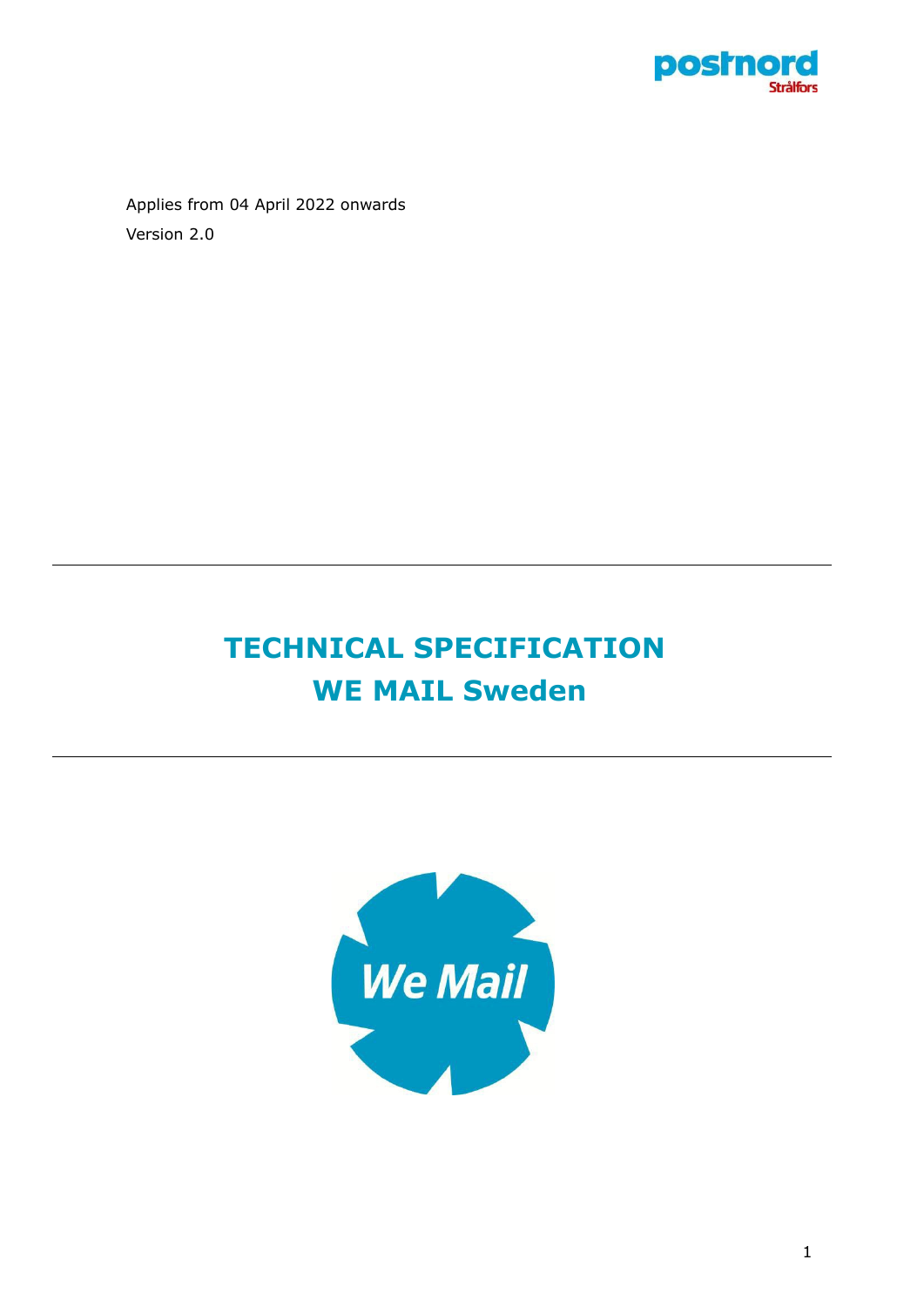Applies from 04 April 2022 onwards

Version 2.0

# TECHNICAL SPECIFICATION
# WE MAIL Sweden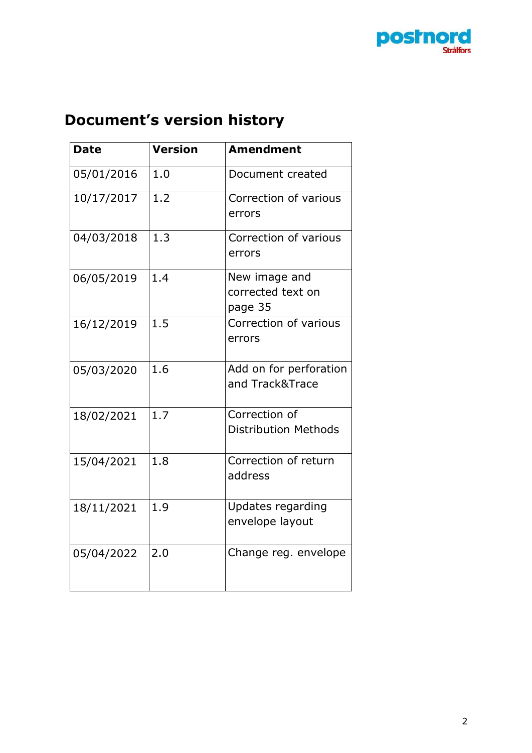# Document's version history

| Date | Version | Amendment |
|---|---|---|
| 05/01/2016 | 1.0 | Document created |
| 10/17/2017 | 1.2 | Correction of various errors |
| 04/03/2018 | 1.3 | Correction of various errors |
| 06/05/2019 | 1.4 | New image and corrected text on page 35 |
| 16/12/2019 | 1.5 | Correction of various errors |
| 05/03/2020 | 1.6 | Add on for perforation and Track&Trace |
| 18/02/2021 | 1.7 | Correction of Distribution Methods |
| 15/04/2021 | 1.8 | Correction of return address |
| 18/11/2021 | 1.9 | Updates regarding envelope layout |
| 05/04/2022 | 2.0 | Change reg. envelope |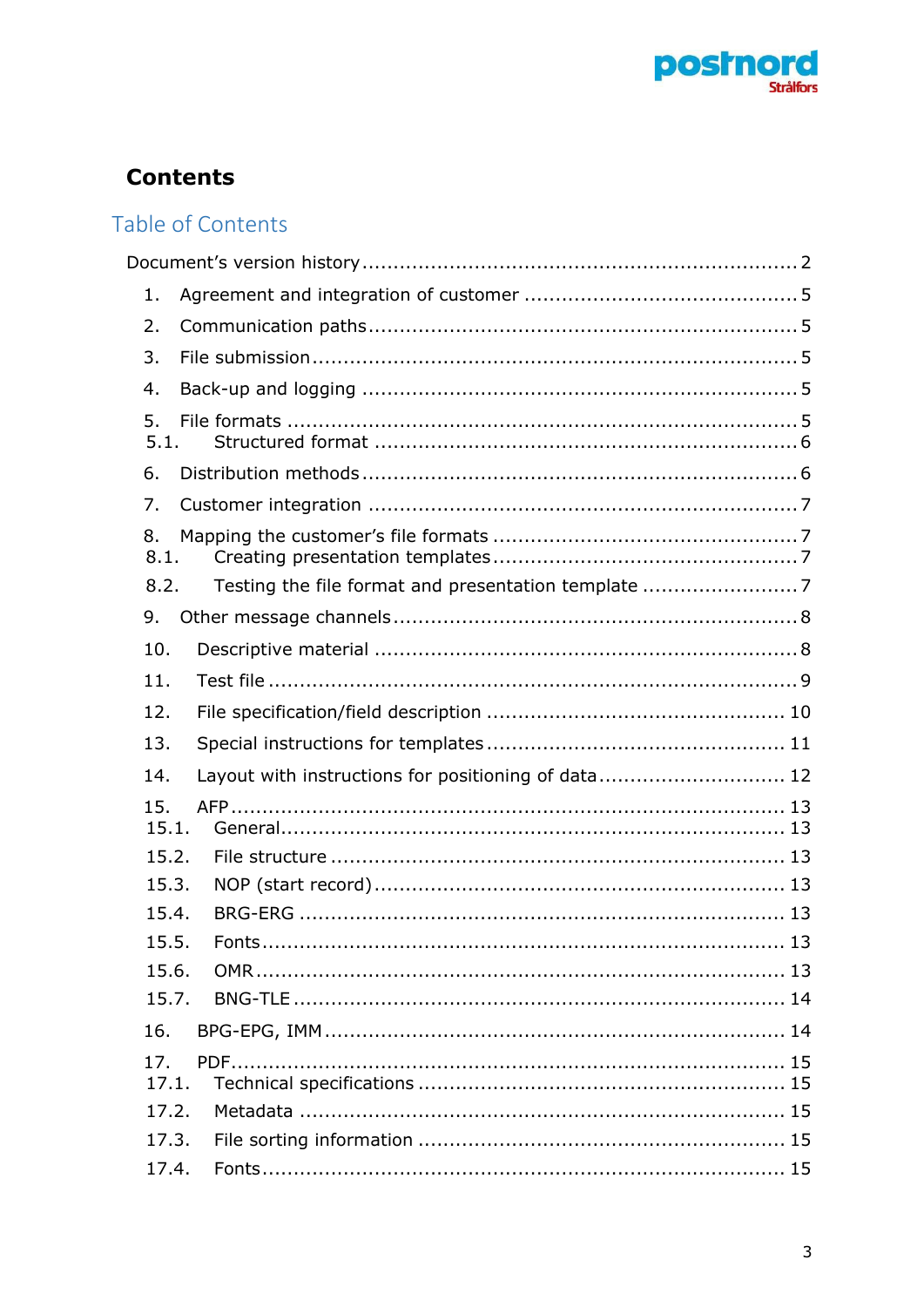# Contents

## Table of Contents

Document's version history ........................................ 2

1. Agreement and integration of customer ........................................ 5
2. Communication paths ........................................ 5
3. File submission ........................................ 5
4. Back-up and logging ........................................ 5
5. File formats ........................................ 5
   - 5.1. Structured format ........................................ 6
6. Distribution methods ........................................ 6
7. Customer integration ........................................ 7
8. Mapping the customer's file formats ........................................ 7
   - 8.1. Creating presentation templates ........................................ 7
   - 8.2. Testing the file format and presentation template ........................................ 7
9. Other message channels ........................................ 8
10. Descriptive material ........................................ 8
11. Test file ........................................ 9
12. File specification/field description ........................................ 10
13. Special instructions for templates ........................................ 11
14. Layout with instructions for positioning of data ........................................ 12
15. AFP ........................................ 13
    - 15.1. General ........................................ 13
    - 15.2. File structure ........................................ 13
    - 15.3. NOP (start record) ........................................ 13
    - 15.4. BRG-ERG ........................................ 13
    - 15.5. Fonts ........................................ 13
    - 15.6. OMR ........................................ 13
    - 15.7. BNG-TLE ........................................ 14
16. BPG-EPG, IMM ........................................ 14
17. PDF ........................................ 15
    - 17.1. Technical specifications ........................................ 15
    - 17.2. Metadata ........................................ 15
    - 17.3. File sorting information ........................................ 15
    - 17.4. Fonts ........................................ 15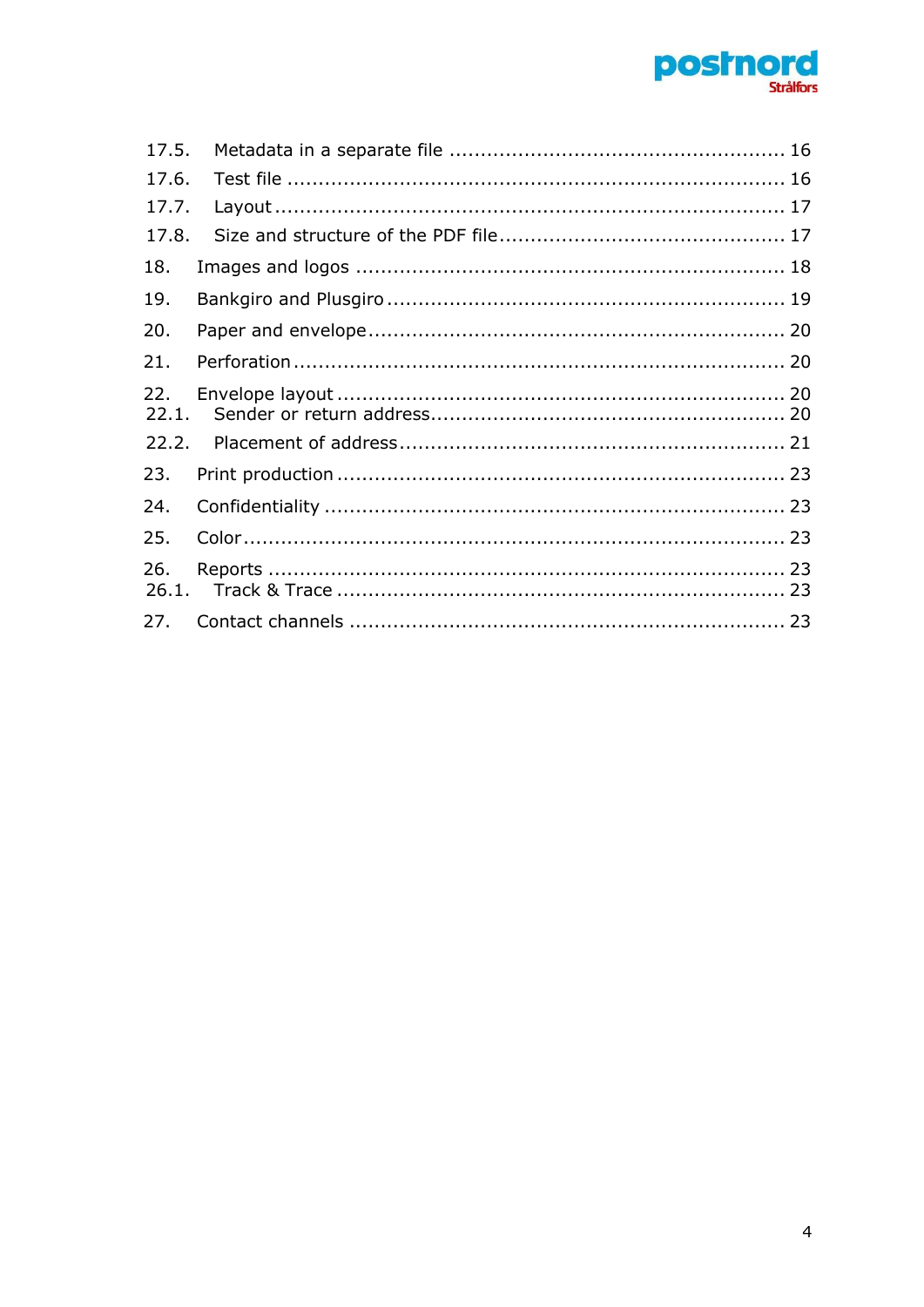17.5. Metadata in a separate file ..................................................... 16

17.6. Test file ................................................................................ 16

17.7. Layout ................................................................................. 17

17.8. Size and structure of the PDF file ............................................. 17

18. Images and logos ..................................................................... 18

19. Bankgiro and Plusgiro ............................................................... 19

20. Paper and envelope .................................................................. 20

21. Perforation .............................................................................. 20

22. Envelope layout ....................................................................... 20

22.1. Sender or return address ........................................................ 20

22.2. Placement of address ............................................................. 21

23. Print production ....................................................................... 23

24. Confidentiality ......................................................................... 23

25. Color ...................................................................................... 23

26. Reports ................................................................................... 23

26.1. Track & Trace ....................................................................... 23

27. Contact channels ..................................................................... 23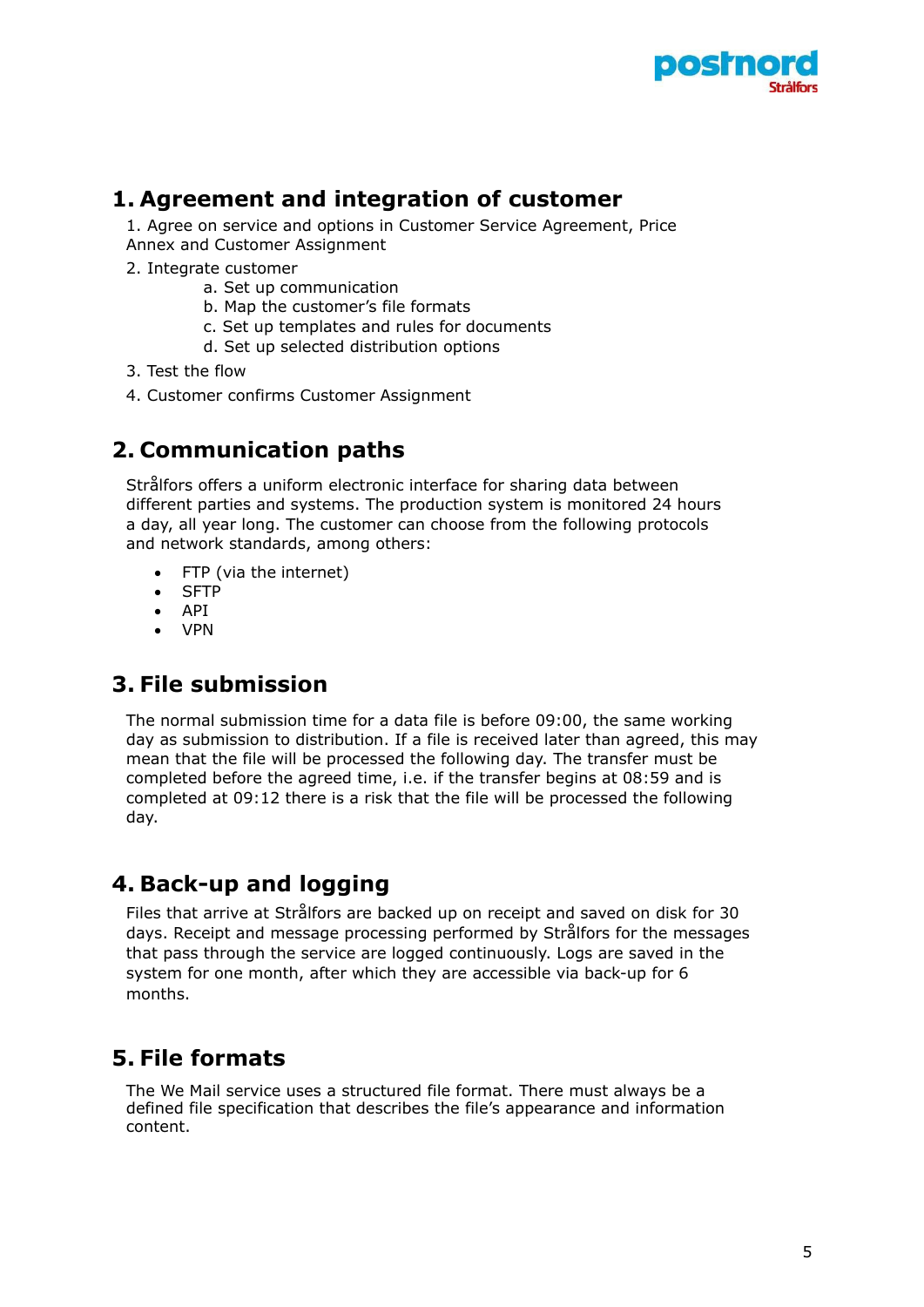## 1. Agreement and integration of customer

1. Agree on service and options in Customer Service Agreement, Price Annex and Customer Assignment
2. Integrate customer
   a. Set up communication
   b. Map the customer's file formats
   c. Set up templates and rules for documents
   d. Set up selected distribution options
3. Test the flow
4. Customer confirms Customer Assignment

## 2. Communication paths

Strålfors offers a uniform electronic interface for sharing data between different parties and systems. The production system is monitored 24 hours a day, all year long. The customer can choose from the following protocols and network standards, among others:

- FTP (via the internet)
- SFTP
- API
- VPN

## 3. File submission

The normal submission time for a data file is before 09:00, the same working day as submission to distribution. If a file is received later than agreed, this may mean that the file will be processed the following day. The transfer must be completed before the agreed time, i.e. if the transfer begins at 08:59 and is completed at 09:12 there is a risk that the file will be processed the following day.

## 4. Back-up and logging

Files that arrive at Strålfors are backed up on receipt and saved on disk for 30 days. Receipt and message processing performed by Strålfors for the messages that pass through the service are logged continuously. Logs are saved in the system for one month, after which they are accessible via back-up for 6 months.

## 5. File formats

The We Mail service uses a structured file format. There must always be a defined file specification that describes the file's appearance and information content.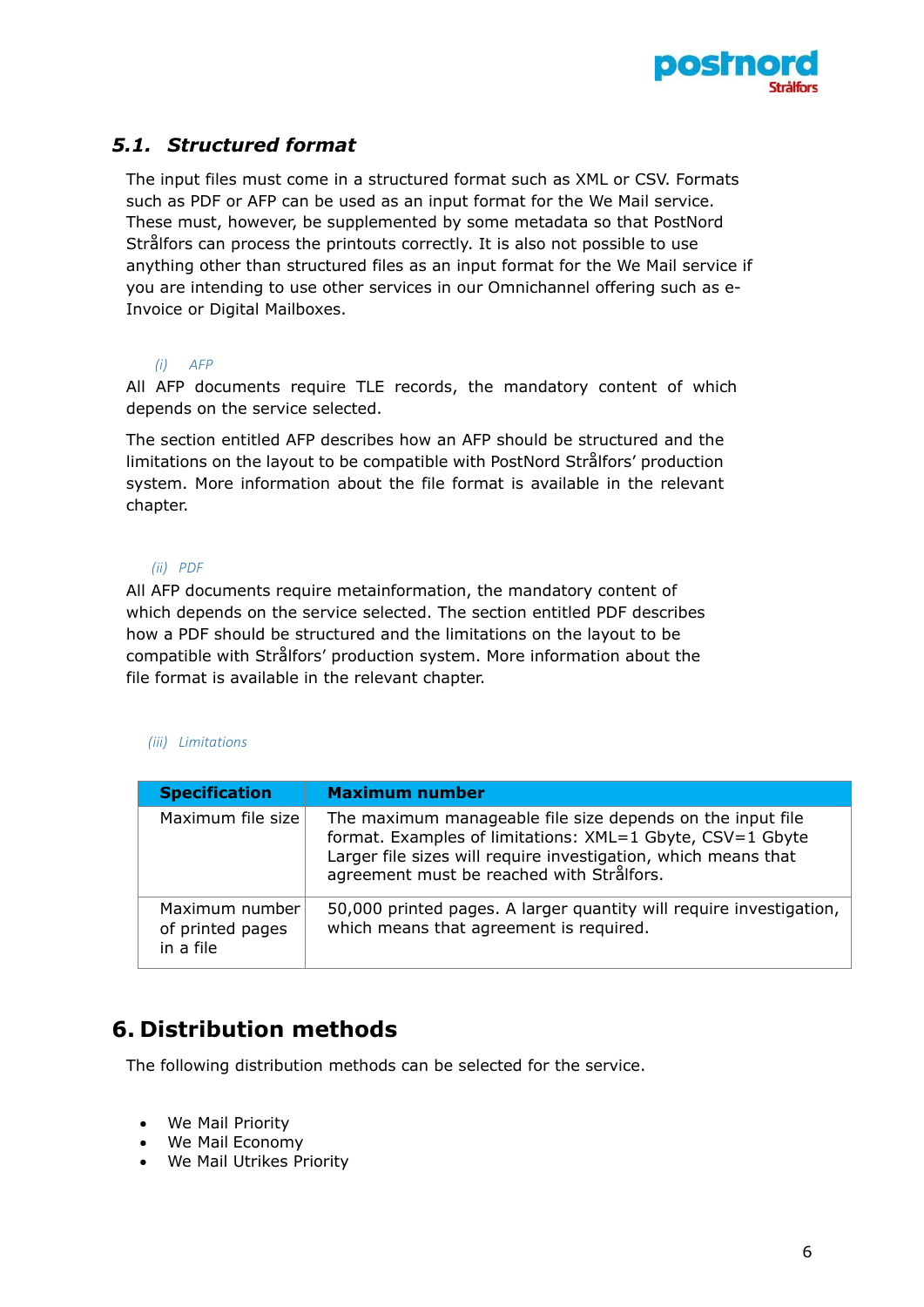## 5.1. *Structured format*

The input files must come in a structured format such as XML or CSV. Formats such as PDF or AFP can be used as an input format for the We Mail service. These must, however, be supplemented by some metadata so that PostNord Strålfors can process the printouts correctly. It is also not possible to use anything other than structured files as an input format for the We Mail service if you are intending to use other services in our Omnichannel offering such as e-Invoice or Digital Mailboxes.

*(i) AFP*

All AFP documents require TLE records, the mandatory content of which depends on the service selected.

The section entitled AFP describes how an AFP should be structured and the limitations on the layout to be compatible with PostNord Strålfors' production system. More information about the file format is available in the relevant chapter.

*(ii) PDF*

All AFP documents require metainformation, the mandatory content of which depends on the service selected. The section entitled PDF describes how a PDF should be structured and the limitations on the layout to be compatible with Strålfors' production system. More information about the file format is available in the relevant chapter.

*(iii) Limitations*

| Specification | Maximum number |
|---|---|
| Maximum file size | The maximum manageable file size depends on the input file format. Examples of limitations: XML=1 Gbyte, CSV=1 Gbyte Larger file sizes will require investigation, which means that agreement must be reached with Strålfors. |
| Maximum number of printed pages in a file | 50,000 printed pages. A larger quantity will require investigation, which means that agreement is required. |

# 6. Distribution methods

The following distribution methods can be selected for the service.

- We Mail Priority
- We Mail Economy
- We Mail Utrikes Priority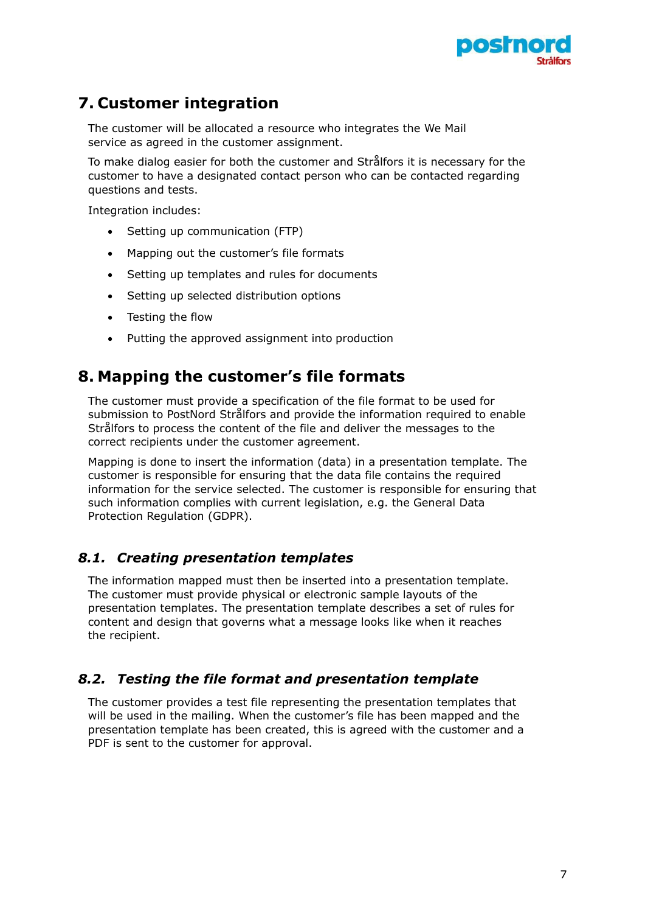# 7. Customer integration

The customer will be allocated a resource who integrates the We Mail service as agreed in the customer assignment.

To make dialog easier for both the customer and Strålfors it is necessary for the customer to have a designated contact person who can be contacted regarding questions and tests.

Integration includes:

- Setting up communication (FTP)
- Mapping out the customer's file formats
- Setting up templates and rules for documents
- Setting up selected distribution options
- Testing the flow
- Putting the approved assignment into production

# 8. Mapping the customer's file formats

The customer must provide a specification of the file format to be used for submission to PostNord Strålfors and provide the information required to enable Strålfors to process the content of the file and deliver the messages to the correct recipients under the customer agreement.

Mapping is done to insert the information (data) in a presentation template. The customer is responsible for ensuring that the data file contains the required information for the service selected. The customer is responsible for ensuring that such information complies with current legislation, e.g. the General Data Protection Regulation (GDPR).

## *8.1. Creating presentation templates*

The information mapped must then be inserted into a presentation template. The customer must provide physical or electronic sample layouts of the presentation templates. The presentation template describes a set of rules for content and design that governs what a message looks like when it reaches the recipient.

## *8.2. Testing the file format and presentation template*

The customer provides a test file representing the presentation templates that will be used in the mailing. When the customer's file has been mapped and the presentation template has been created, this is agreed with the customer and a PDF is sent to the customer for approval.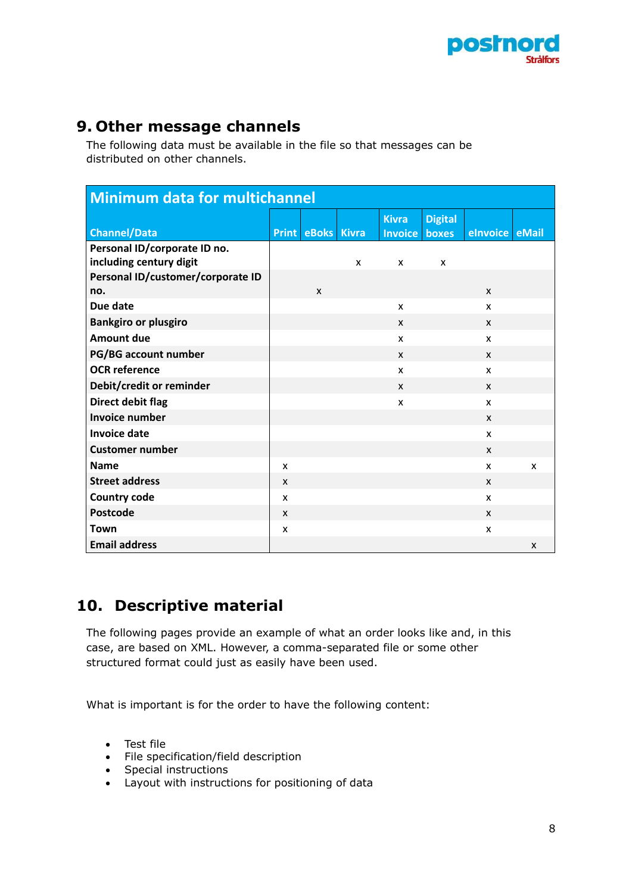## 9. Other message channels

The following data must be available in the file so that messages can be distributed on other channels.

| Minimum data for multichannel | | | | | | | |
|---|---|---|---|---|---|---|---|
| **Channel/Data** | **Print** | **eBoks** | **Kivra** | **Kivra Invoice** | **Digital boxes** | **eInvoice** | **eMail** |
| **Personal ID/corporate ID no. including century digit** | | | x | x | x | | |
| **Personal ID/customer/corporate ID no.** | | x | | | | x | |
| **Due date** | | | | x | | x | |
| **Bankgiro or plusgiro** | | | | x | | x | |
| **Amount due** | | | | x | | x | |
| **PG/BG account number** | | | | x | | x | |
| **OCR reference** | | | | x | | x | |
| **Debit/credit or reminder** | | | | x | | x | |
| **Direct debit flag** | | | | x | | x | |
| **Invoice number** | | | | | | x | |
| **Invoice date** | | | | | | x | |
| **Customer number** | | | | | | x | |
| **Name** | x | | | | | x | x |
| **Street address** | x | | | | | x | |
| **Country code** | x | | | | | x | |
| **Postcode** | x | | | | | x | |
| **Town** | x | | | | | x | |
| **Email address** | | | | | | | x |

## 10. Descriptive material

The following pages provide an example of what an order looks like and, in this case, are based on XML. However, a comma-separated file or some other structured format could just as easily have been used.

What is important is for the order to have the following content:

- Test file
- File specification/field description
- Special instructions
- Layout with instructions for positioning of data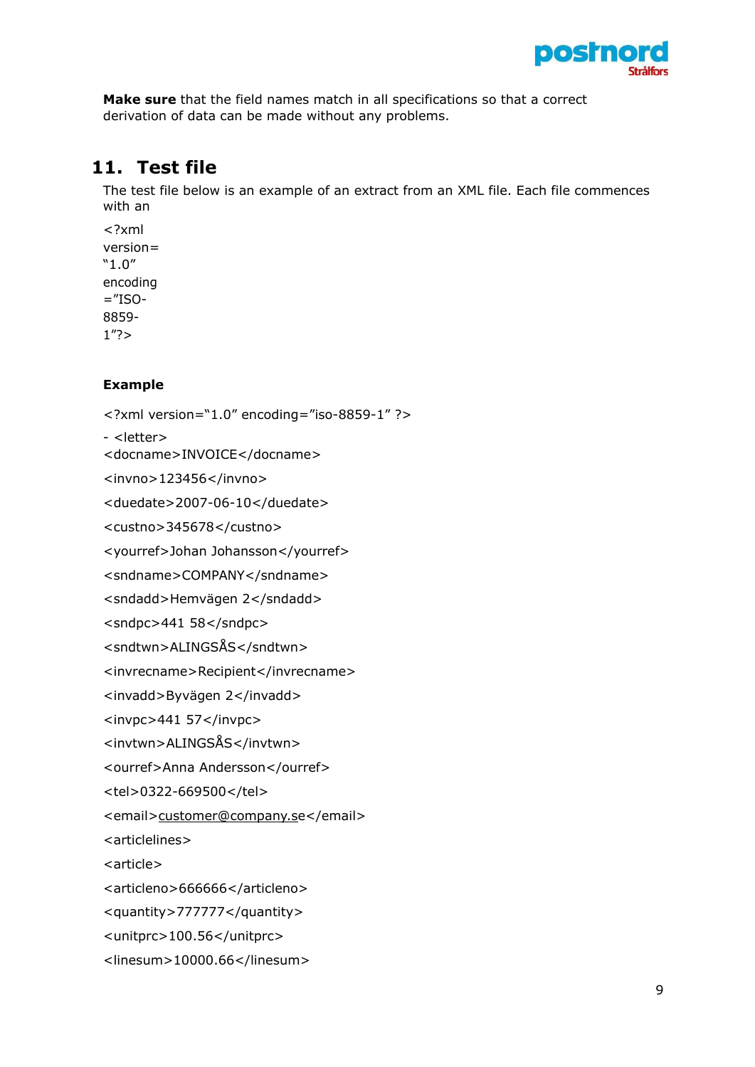**Make sure** that the field names match in all specifications so that a correct derivation of data can be made without any problems.

## 11. Test file

The test file below is an example of an extract from an XML file. Each file commences with an

<?xml version= "1.0" encoding ="ISO-8859-1"?>

**Example**

```
<?xml version="1.0" encoding="iso-8859-1" ?>
- <letter>
<docname>INVOICE</docname>
<invno>123456</invno>
<duedate>2007-06-10</duedate>
<custno>345678</custno>
<yourref>Johan Johansson</yourref>
<sndname>COMPANY</sndname>
<sndadd>Hemvägen 2</sndadd>
<sndpc>441 58</sndpc>
<sndtwn>ALINGSÅS</sndtwn>
<invrecname>Recipient</invrecname>
<invadd>Byvägen 2</invadd>
<invpc>441 57</invpc>
<invtwn>ALINGSÅS</invtwn>
<ourref>Anna Andersson</ourref>
<tel>0322-669500</tel>
<email>customer@company.se</email>
<articlelines>
<article>
<articleno>666666</articleno>
<quantity>777777</quantity>
<unitprc>100.56</unitprc>
<linesum>10000.66</linesum>
```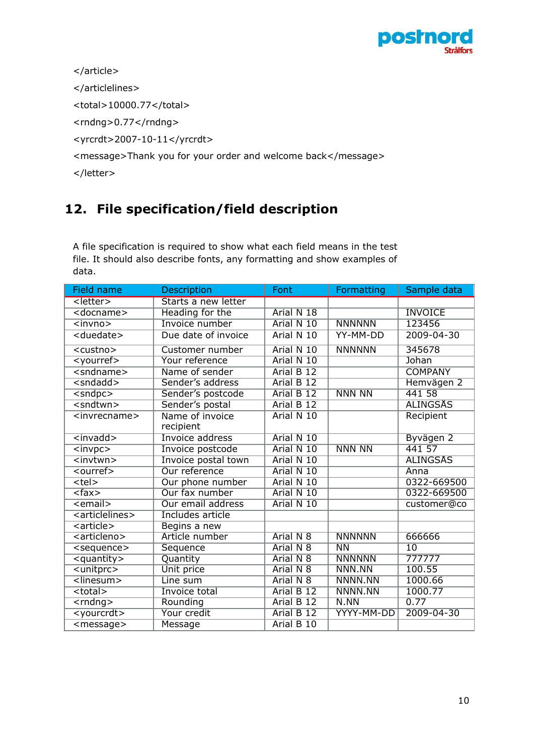```
</article>
</articlelines>
<total>10000.77</total>
<rndng>0.77</rndng>
<yrcrdt>2007-10-11</yrcrdt>
<message>Thank you for your order and welcome back</message>
</letter>
```

## 12. File specification/field description

A file specification is required to show what each field means in the test file. It should also describe fonts, any formatting and show examples of data.

| Field name | Description | Font | Formatting | Sample data |
|---|---|---|---|---|
| <letter> | Starts a new letter | | | |
| <docname> | Heading for the | Arial N 18 | | INVOICE |
| <invno> | Invoice number | Arial N 10 | NNNNNN | 123456 |
| <duedate> | Due date of invoice | Arial N 10 | YY-MM-DD | 2009-04-30 |
| <custno> | Customer number | Arial N 10 | NNNNNN | 345678 |
| <yourref> | Your reference | Arial N 10 | | Johan |
| <sndname> | Name of sender | Arial B 12 | | COMPANY |
| <sndadd> | Sender's address | Arial B 12 | | Hemvägen 2 |
| <sndpc> | Sender's postcode | Arial B 12 | NNN NN | 441 58 |
| <sndtwn> | Sender's postal | Arial B 12 | | ALINGSÅS |
| <invrecname> | Name of invoice recipient | Arial N 10 | | Recipient |
| <invadd> | Invoice address | Arial N 10 | | Byvägen 2 |
| <invpc> | Invoice postcode | Arial N 10 | NNN NN | 441 57 |
| <invtwn> | Invoice postal town | Arial N 10 | | ALINGSÅS |
| <ourref> | Our reference | Arial N 10 | | Anna |
| <tel> | Our phone number | Arial N 10 | | 0322-669500 |
| <fax> | Our fax number | Arial N 10 | | 0322-669500 |
| <email> | Our email address | Arial N 10 | | customer@co |
| <articlelines> | Includes article | | | |
| <article> | Begins a new | | | |
| <articleno> | Article number | Arial N 8 | NNNNNN | 666666 |
| <sequence> | Sequence | Arial N 8 | NN | 10 |
| <quantity> | Quantity | Arial N 8 | NNNNNN | 777777 |
| <unitprc> | Unit price | Arial N 8 | NNN.NN | 100.55 |
| <linesum> | Line sum | Arial N 8 | NNNN.NN | 1000.66 |
| <total> | Invoice total | Arial B 12 | NNNN.NN | 1000.77 |
| <rndng> | Rounding | Arial B 12 | N.NN | 0.77 |
| <yourcrdt> | Your credit | Arial B 12 | YYYY-MM-DD | 2009-04-30 |
| <message> | Message | Arial B 10 | | |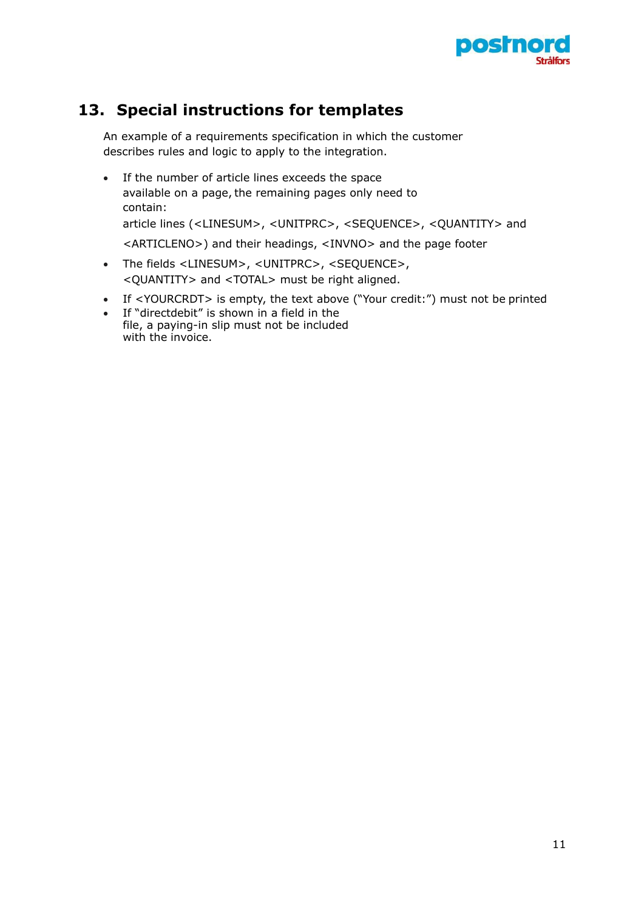## 13. Special instructions for templates

An example of a requirements specification in which the customer describes rules and logic to apply to the integration.

- If the number of article lines exceeds the space available on a page, the remaining pages only need to contain:
  
  article lines (<LINESUM>, <UNITPRC>, <SEQUENCE>, <QUANTITY> and <ARTICLENO>) and their headings, <INVNO> and the page footer
- The fields <LINESUM>, <UNITPRC>, <SEQUENCE>, <QUANTITY> and <TOTAL> must be right aligned.
- If <YOURCRDT> is empty, the text above ("Your credit:") must not be printed
- If "directdebit" is shown in a field in the file, a paying-in slip must not be included with the invoice.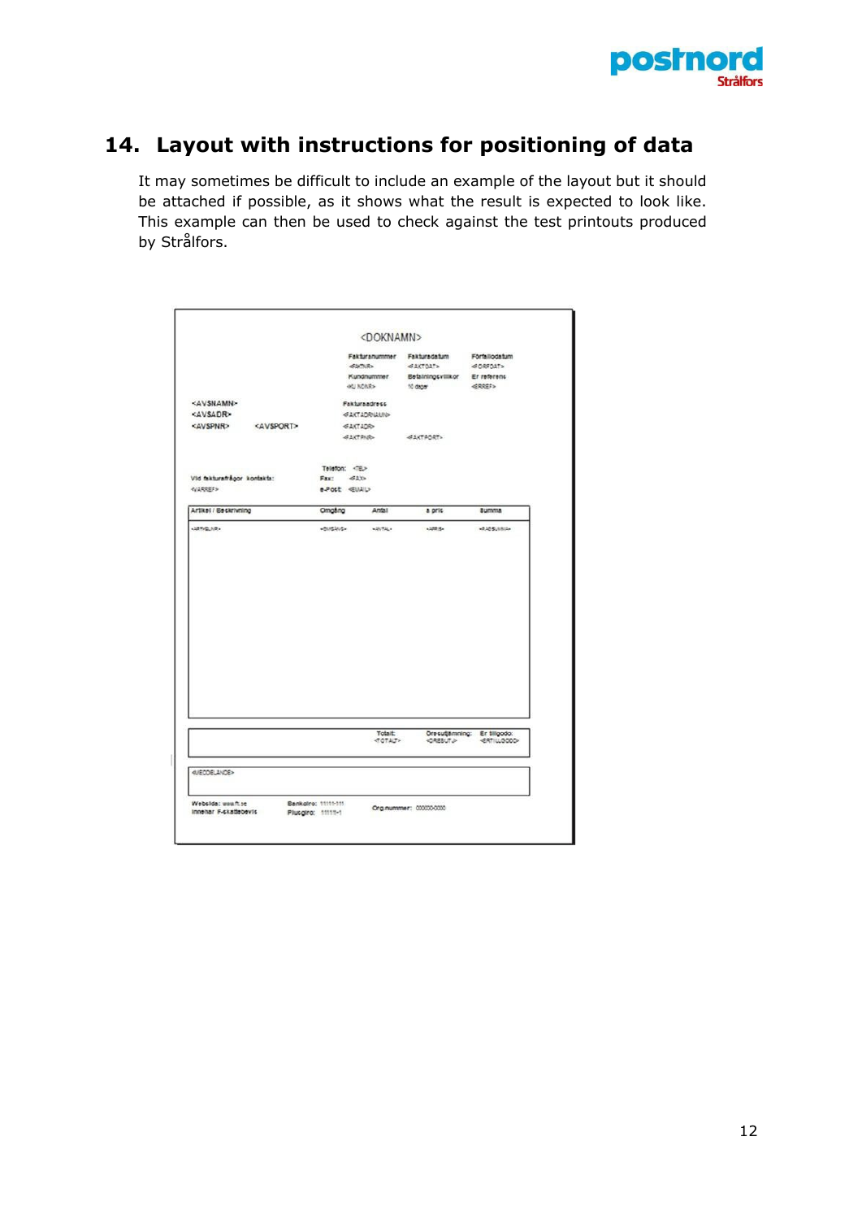# 14. Layout with instructions for positioning of data

It may sometimes be difficult to include an example of the layout but it should be attached if possible, as it shows what the result is expected to look like. This example can then be used to check against the test printouts produced by Strålfors.

<DOKNAMN>

| Fakturanummer | Fakturadatum | Förfallodatum |
|---|---|---|
| <FAKTNR> | <FAKTDAT> | <FORFDAT> |
| Kundnummer | Betalningsvillkor | Er referens |
| <KUNDNR> | 10 dagar | <ERREF> |

<AVSNAMN>
<AVSADR>
<AVSPNR> <AVSPORT>

Fakturaadress
<FAKTADRNAMN>
<FAKTADR>
<FAKTPNR> <FAKTPORT>

Vid fakturafrågor kontakta:
<VARREF>

Telefon: <TEL>
Fax: <FAX>
e-Post: <EMAIL>

| Artikel / Beskrivning | Omgång | Antal | á pris | Summa |
|---|---|---|---|---|
| <ARTIKELNR> | <OMGANG> | <ANTAL> | <APRIS> | <RADSUMMA> |

| Totalt: | Öresutjämning: | Er tillgodo: |
|---|---|---|
| <TOTALT> | <ORESUTJ> | <ERTILLGODO> |

<MEDDELANDE>

Websida: www.ft.se
Innehar F-skattebevis

Bankgiro: 1111-111
Plusgiro: 11111-1

Org.nummer: 000000-0000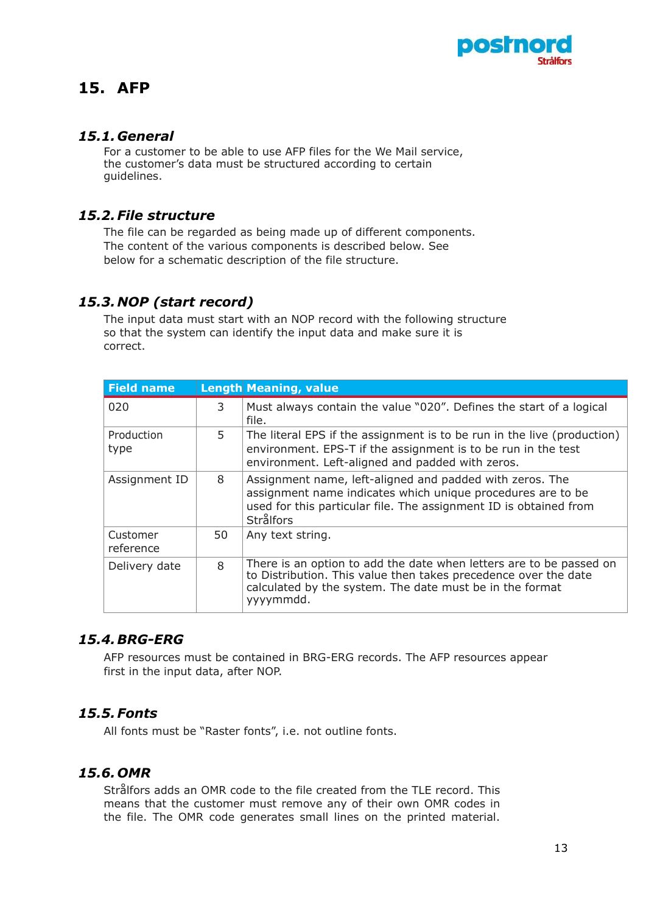# 15. AFP

## *15.1. General*

For a customer to be able to use AFP files for the We Mail service, the customer's data must be structured according to certain guidelines.

## *15.2. File structure*

The file can be regarded as being made up of different components. The content of the various components is described below. See below for a schematic description of the file structure.

## *15.3. NOP (start record)*

The input data must start with an NOP record with the following structure so that the system can identify the input data and make sure it is correct.

| Field name | Length | Meaning, value |
|---|---|---|
| 020 | 3 | Must always contain the value "020". Defines the start of a logical file. |
| Production type | 5 | The literal EPS if the assignment is to be run in the live (production) environment. EPS-T if the assignment is to be run in the test environment. Left-aligned and padded with zeros. |
| Assignment ID | 8 | Assignment name, left-aligned and padded with zeros. The assignment name indicates which unique procedures are to be used for this particular file. The assignment ID is obtained from Strålfors |
| Customer reference | 50 | Any text string. |
| Delivery date | 8 | There is an option to add the date when letters are to be passed on to Distribution. This value then takes precedence over the date calculated by the system. The date must be in the format yyyymmdd. |

## *15.4. BRG-ERG*

AFP resources must be contained in BRG-ERG records. The AFP resources appear first in the input data, after NOP.

## *15.5. Fonts*

All fonts must be "Raster fonts", i.e. not outline fonts.

## *15.6. OMR*

Strålfors adds an OMR code to the file created from the TLE record. This means that the customer must remove any of their own OMR codes in the file. The OMR code generates small lines on the printed material.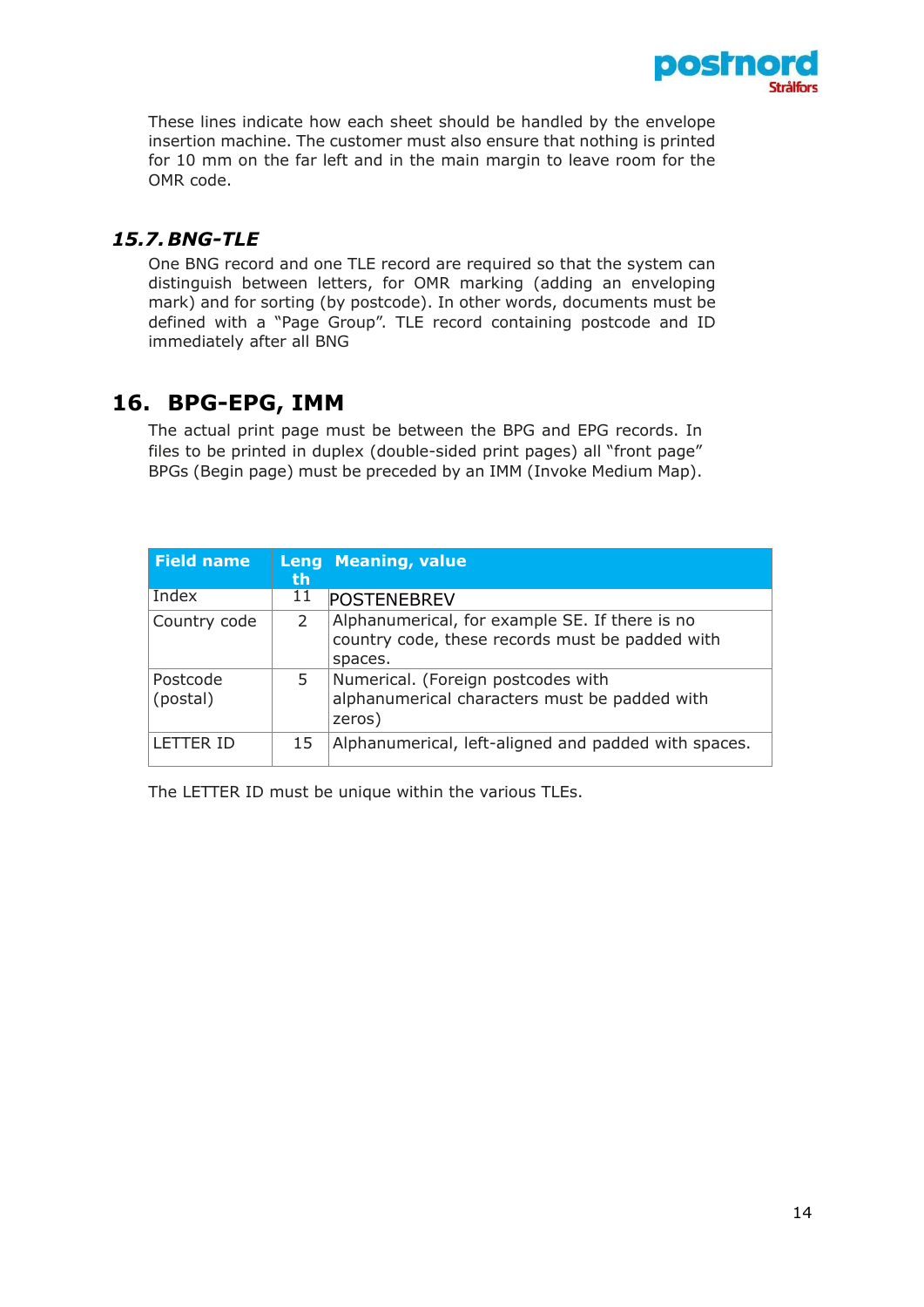These lines indicate how each sheet should be handled by the envelope insertion machine. The customer must also ensure that nothing is printed for 10 mm on the far left and in the main margin to leave room for the OMR code.

### *15.7. BNG-TLE*

One BNG record and one TLE record are required so that the system can distinguish between letters, for OMR marking (adding an enveloping mark) and for sorting (by postcode). In other words, documents must be defined with a "Page Group". TLE record containing postcode and ID immediately after all BNG

## 16. BPG-EPG, IMM

The actual print page must be between the BPG and EPG records. In files to be printed in duplex (double-sided print pages) all "front page" BPGs (Begin page) must be preceded by an IMM (Invoke Medium Map).

| Field name | Length | Meaning, value |
|---|---|---|
| Index | 11 | POSTENEBREV |
| Country code | 2 | Alphanumerical, for example SE. If there is no country code, these records must be padded with spaces. |
| Postcode (postal) | 5 | Numerical. (Foreign postcodes with alphanumerical characters must be padded with zeros) |
| LETTER ID | 15 | Alphanumerical, left-aligned and padded with spaces. |

The LETTER ID must be unique within the various TLEs.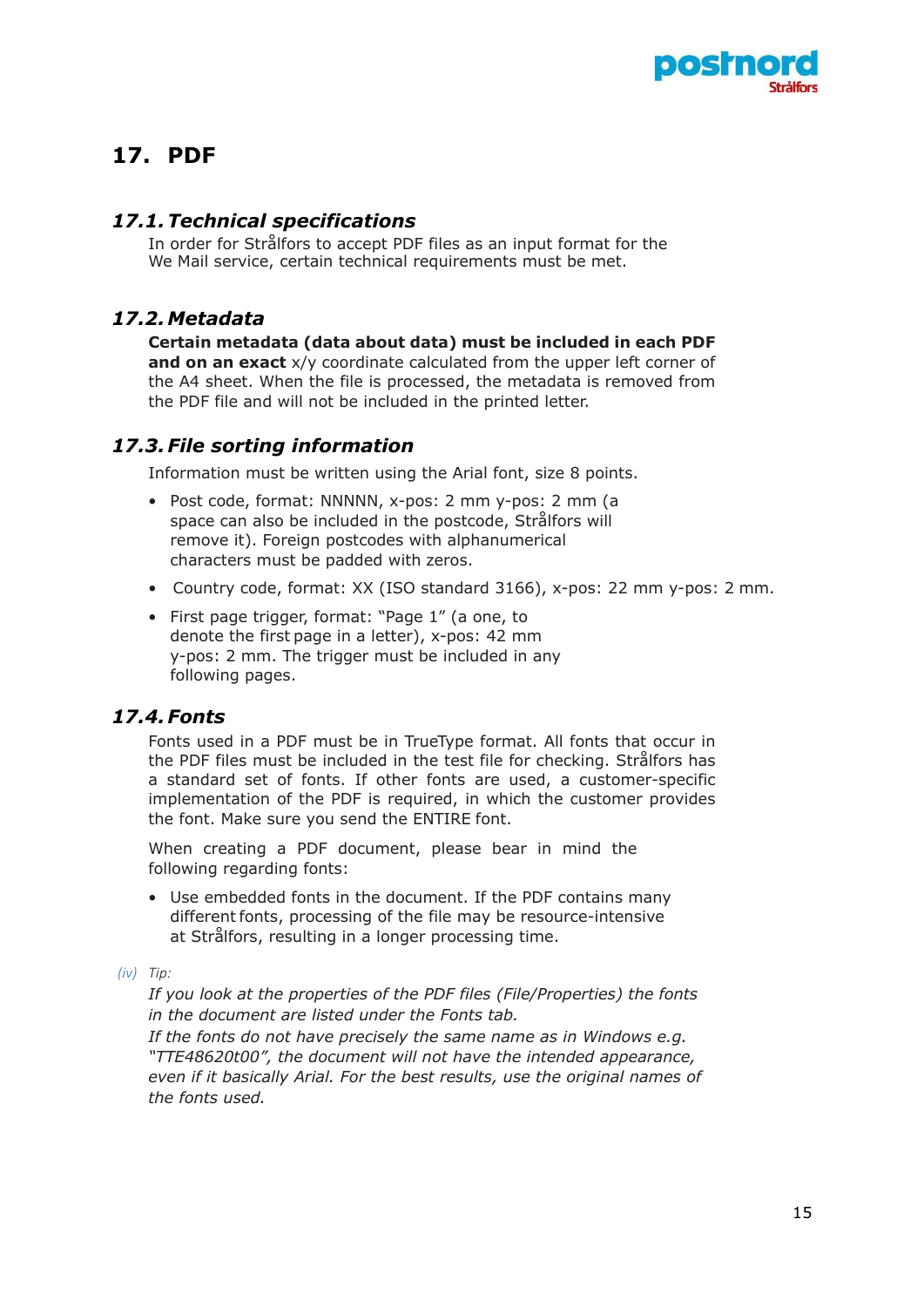## 17. PDF

### 17.1. Technical specifications

In order for Strålfors to accept PDF files as an input format for the We Mail service, certain technical requirements must be met.

### 17.2. Metadata

**Certain metadata (data about data) must be included in each PDF and on an exact** x/y coordinate calculated from the upper left corner of the A4 sheet. When the file is processed, the metadata is removed from the PDF file and will not be included in the printed letter.

### 17.3. File sorting information

Information must be written using the Arial font, size 8 points.

- Post code, format: NNNNN, x-pos: 2 mm y-pos: 2 mm (a space can also be included in the postcode, Strålfors will remove it). Foreign postcodes with alphanumerical characters must be padded with zeros.
- Country code, format: XX (ISO standard 3166), x-pos: 22 mm y-pos: 2 mm.
- First page trigger, format: "Page 1" (a one, to denote the first page in a letter), x-pos: 42 mm y-pos: 2 mm. The trigger must be included in any following pages.

### 17.4. Fonts

Fonts used in a PDF must be in TrueType format. All fonts that occur in the PDF files must be included in the test file for checking. Strålfors has a standard set of fonts. If other fonts are used, a customer-specific implementation of the PDF is required, in which the customer provides the font. Make sure you send the ENTIRE font.

When creating a PDF document, please bear in mind the following regarding fonts:

- Use embedded fonts in the document. If the PDF contains many different fonts, processing of the file may be resource-intensive at Strålfors, resulting in a longer processing time.

*(iv) Tip:*

*If you look at the properties of the PDF files (File/Properties) the fonts in the document are listed under the Fonts tab.*
*If the fonts do not have precisely the same name as in Windows e.g. "TTE48620t00", the document will not have the intended appearance, even if it basically Arial. For the best results, use the original names of the fonts used.*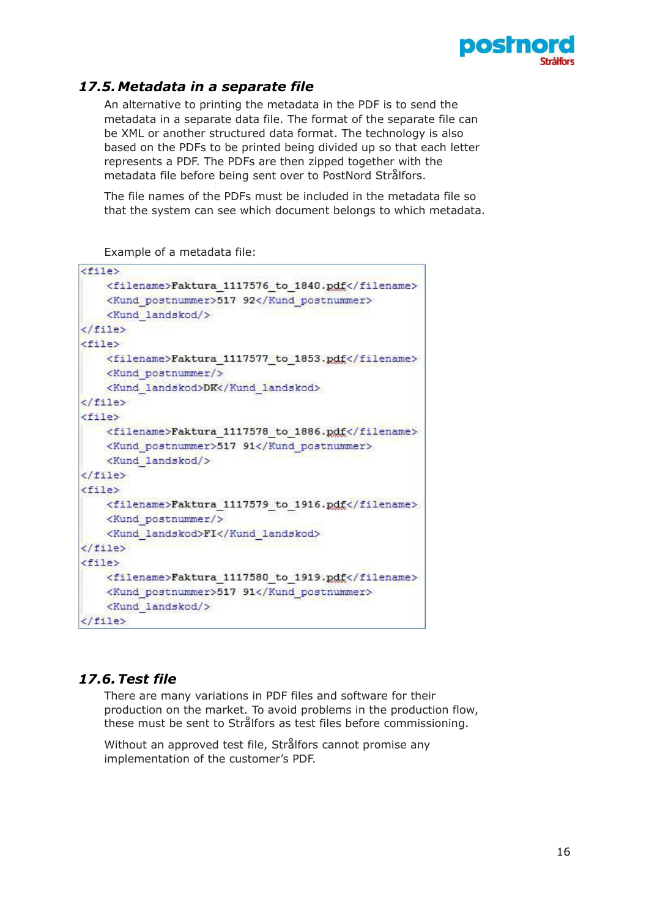### *17.5. Metadata in a separate file*

An alternative to printing the metadata in the PDF is to send the metadata in a separate data file. The format of the separate file can be XML or another structured data format. The technology is also based on the PDFs to be printed being divided up so that each letter represents a PDF. The PDFs are then zipped together with the metadata file before being sent over to PostNord Strålfors.

The file names of the PDFs must be included in the metadata file so that the system can see which document belongs to which metadata.

Example of a metadata file:

```
<file>
    <filename>Faktura_1117576_to_1840.pdf</filename>
    <Kund_postnummer>517 92</Kund_postnummer>
    <Kund_landskod/>
</file>
<file>
    <filename>Faktura_1117577_to_1853.pdf</filename>
    <Kund_postnummer/>
    <Kund_landskod>DK</Kund_landskod>
</file>
<file>
    <filename>Faktura_1117578_to_1886.pdf</filename>
    <Kund_postnummer>517 91</Kund_postnummer>
    <Kund_landskod/>
</file>
<file>
    <filename>Faktura_1117579_to_1916.pdf</filename>
    <Kund_postnummer/>
    <Kund_landskod>FI</Kund_landskod>
</file>
<file>
    <filename>Faktura_1117580_to_1919.pdf</filename>
    <Kund_postnummer>517 91</Kund_postnummer>
    <Kund_landskod/>
</file>
```

### *17.6. Test file*

There are many variations in PDF files and software for their production on the market. To avoid problems in the production flow, these must be sent to Strålfors as test files before commissioning.

Without an approved test file, Strålfors cannot promise any implementation of the customer's PDF.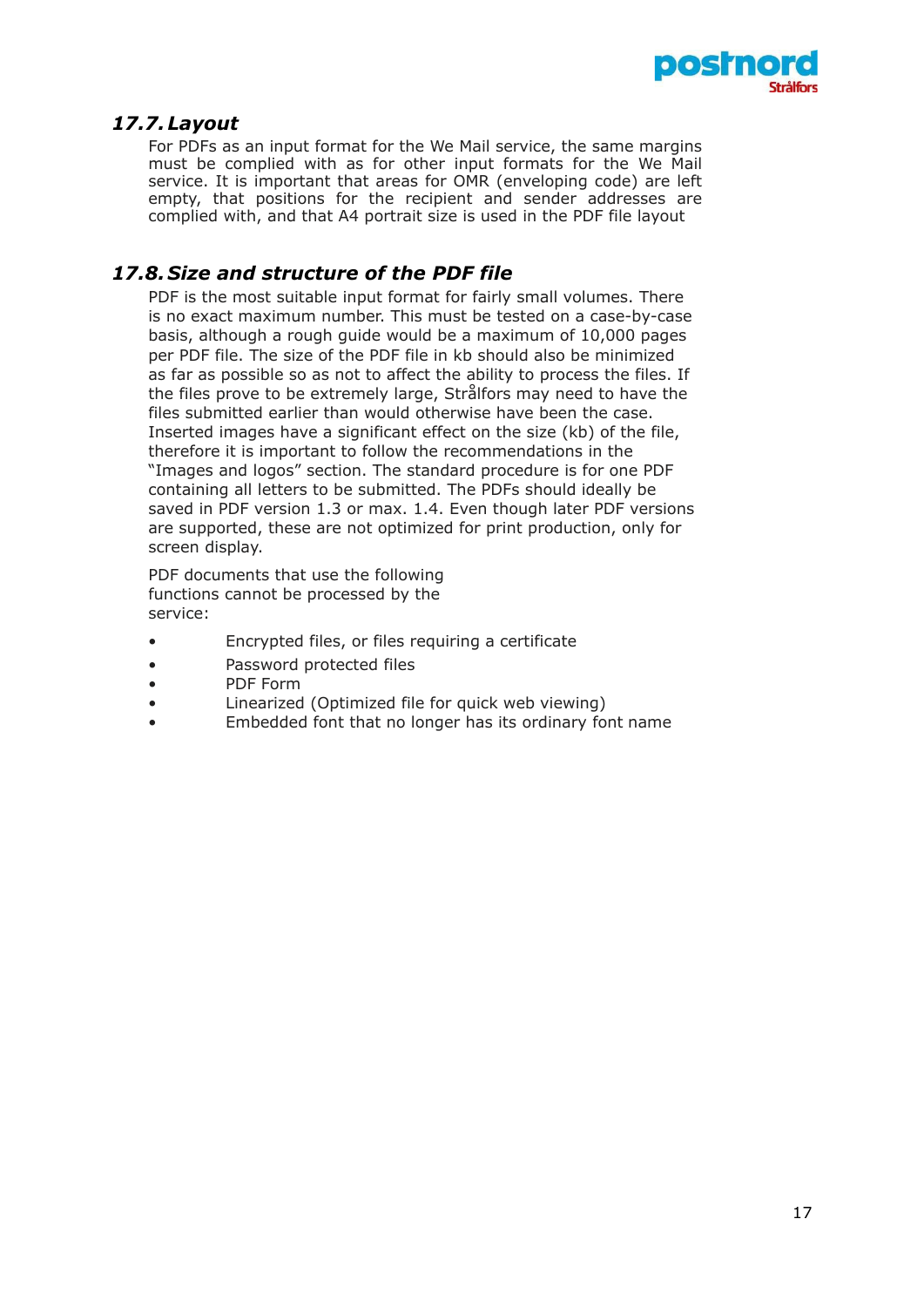## *17.7. Layout*

For PDFs as an input format for the We Mail service, the same margins must be complied with as for other input formats for the We Mail service. It is important that areas for OMR (enveloping code) are left empty, that positions for the recipient and sender addresses are complied with, and that A4 portrait size is used in the PDF file layout

## *17.8. Size and structure of the PDF file*

PDF is the most suitable input format for fairly small volumes. There is no exact maximum number. This must be tested on a case-by-case basis, although a rough guide would be a maximum of 10,000 pages per PDF file. The size of the PDF file in kb should also be minimized as far as possible so as not to affect the ability to process the files. If the files prove to be extremely large, Strålfors may need to have the files submitted earlier than would otherwise have been the case. Inserted images have a significant effect on the size (kb) of the file, therefore it is important to follow the recommendations in the “Images and logos” section. The standard procedure is for one PDF containing all letters to be submitted. The PDFs should ideally be saved in PDF version 1.3 or max. 1.4. Even though later PDF versions are supported, these are not optimized for print production, only for screen display.

PDF documents that use the following functions cannot be processed by the service:

- Encrypted files, or files requiring a certificate
- Password protected files
- PDF Form
- Linearized (Optimized file for quick web viewing)
- Embedded font that no longer has its ordinary font name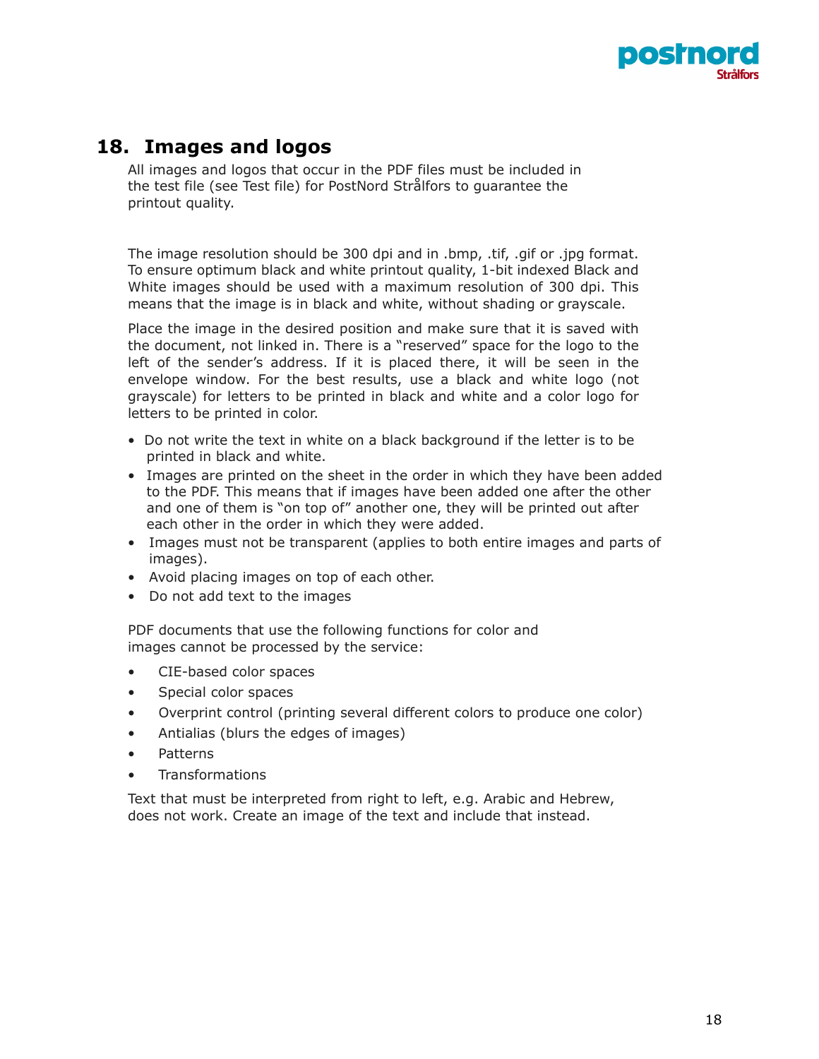## 18. Images and logos

All images and logos that occur in the PDF files must be included in the test file (see Test file) for PostNord Strålfors to guarantee the printout quality.

The image resolution should be 300 dpi and in .bmp, .tif, .gif or .jpg format. To ensure optimum black and white printout quality, 1-bit indexed Black and White images should be used with a maximum resolution of 300 dpi. This means that the image is in black and white, without shading or grayscale.

Place the image in the desired position and make sure that it is saved with the document, not linked in. There is a "reserved" space for the logo to the left of the sender's address. If it is placed there, it will be seen in the envelope window. For the best results, use a black and white logo (not grayscale) for letters to be printed in black and white and a color logo for letters to be printed in color.

- Do not write the text in white on a black background if the letter is to be printed in black and white.
- Images are printed on the sheet in the order in which they have been added to the PDF. This means that if images have been added one after the other and one of them is "on top of" another one, they will be printed out after each other in the order in which they were added.
- Images must not be transparent (applies to both entire images and parts of images).
- Avoid placing images on top of each other.
- Do not add text to the images

PDF documents that use the following functions for color and images cannot be processed by the service:

- CIE-based color spaces
- Special color spaces
- Overprint control (printing several different colors to produce one color)
- Antialias (blurs the edges of images)
- Patterns
- Transformations

Text that must be interpreted from right to left, e.g. Arabic and Hebrew, does not work. Create an image of the text and include that instead.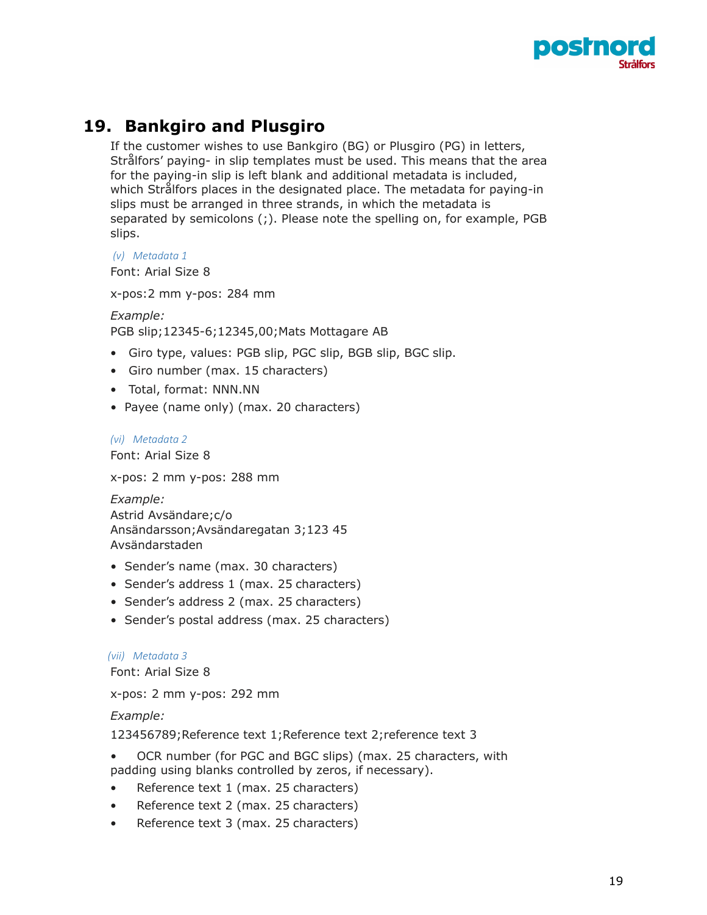## 19. Bankgiro and Plusgiro

If the customer wishes to use Bankgiro (BG) or Plusgiro (PG) in letters, Strålfors' paying- in slip templates must be used. This means that the area for the paying-in slip is left blank and additional metadata is included, which Strålfors places in the designated place. The metadata for paying-in slips must be arranged in three strands, in which the metadata is separated by semicolons (;). Please note the spelling on, for example, PGB slips.

*(v) Metadata 1*

Font: Arial Size 8

x-pos:2 mm y-pos: 284 mm

*Example:*
PGB slip;12345-6;12345,00;Mats Mottagare AB

- Giro type, values: PGB slip, PGC slip, BGB slip, BGC slip.
- Giro number (max. 15 characters)
- Total, format: NNN.NN
- Payee (name only) (max. 20 characters)

*(vi) Metadata 2*

Font: Arial Size 8

x-pos: 2 mm y-pos: 288 mm

*Example:*
Astrid Avsändare;c/o
Ansändarsson;Avsändaregatan 3;123 45
Avsändarstaden

- Sender's name (max. 30 characters)
- Sender's address 1 (max. 25 characters)
- Sender's address 2 (max. 25 characters)
- Sender's postal address (max. 25 characters)

*(vii) Metadata 3*

Font: Arial Size 8

x-pos: 2 mm y-pos: 292 mm

*Example:*

123456789;Reference text 1;Reference text 2;reference text 3

- OCR number (for PGC and BGC slips) (max. 25 characters, with padding using blanks controlled by zeros, if necessary).
- Reference text 1 (max. 25 characters)
- Reference text 2 (max. 25 characters)
- Reference text 3 (max. 25 characters)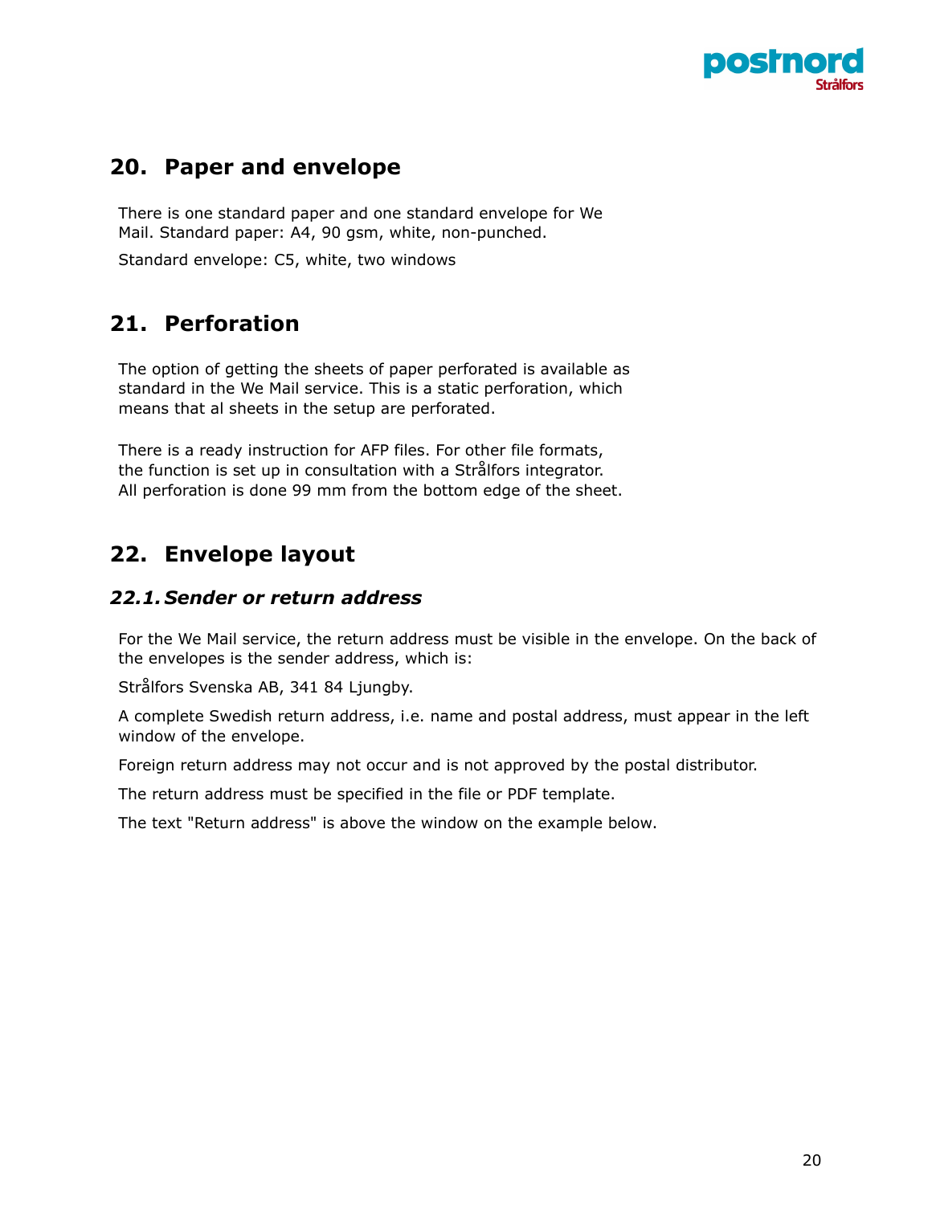## 20. Paper and envelope

There is one standard paper and one standard envelope for We Mail. Standard paper: A4, 90 gsm, white, non-punched.

Standard envelope: C5, white, two windows

## 21. Perforation

The option of getting the sheets of paper perforated is available as standard in the We Mail service. This is a static perforation, which means that al sheets in the setup are perforated.

There is a ready instruction for AFP files. For other file formats, the function is set up in consultation with a Strålfors integrator. All perforation is done 99 mm from the bottom edge of the sheet.

## 22. Envelope layout

### *22.1. Sender or return address*

For the We Mail service, the return address must be visible in the envelope. On the back of the envelopes is the sender address, which is:

Strålfors Svenska AB, 341 84 Ljungby.

A complete Swedish return address, i.e. name and postal address, must appear in the left window of the envelope.

Foreign return address may not occur and is not approved by the postal distributor.

The return address must be specified in the file or PDF template.

The text "Return address" is above the window on the example below.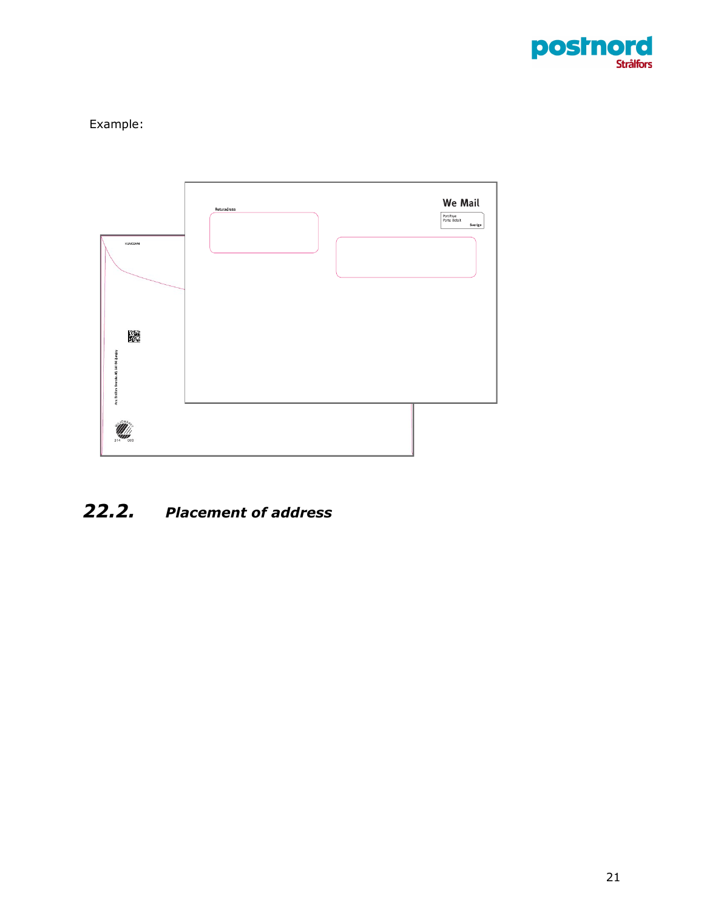Example:

## 22.2. *Placement of address*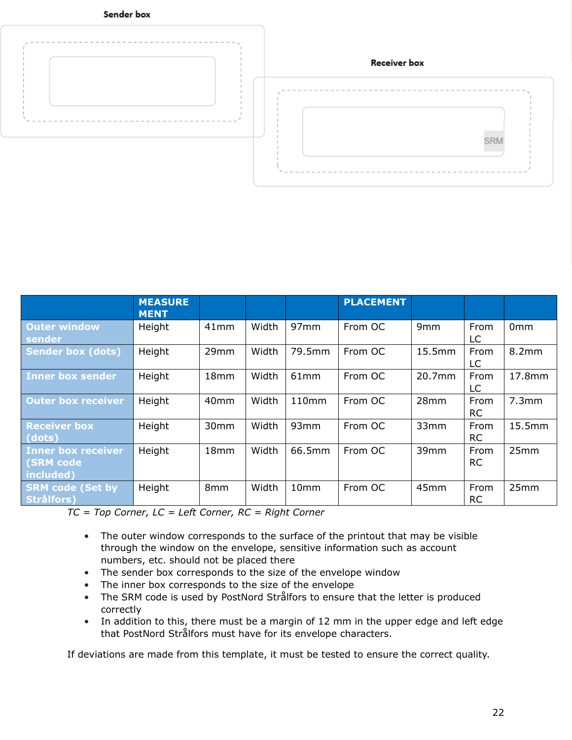Sender box

Receiver box

SRM

| | MEASURE MENT | | | | PLACEMENT | | | |
|---|---|---|---|---|---|---|---|---|
| **Outer window sender** | Height | 41mm | Width | 97mm | From OC | 9mm | From LC | 0mm |
| **Sender box (dots)** | Height | 29mm | Width | 79.5mm | From OC | 15.5mm | From LC | 8.2mm |
| **Inner box sender** | Height | 18mm | Width | 61mm | From OC | 20.7mm | From LC | 17.8mm |
| **Outer box receiver** | Height | 40mm | Width | 110mm | From OC | 28mm | From RC | 7.3mm |
| **Receiver box (dots)** | Height | 30mm | Width | 93mm | From OC | 33mm | From RC | 15.5mm |
| **Inner box receiver (SRM code included)** | Height | 18mm | Width | 66.5mm | From OC | 39mm | From RC | 25mm |
| **SRM code (Set by Strålfors)** | Height | 8mm | Width | 10mm | From OC | 45mm | From RC | 25mm |

*TC = Top Corner, LC = Left Corner, RC = Right Corner*

- The outer window corresponds to the surface of the printout that may be visible through the window on the envelope, sensitive information such as account numbers, etc. should not be placed there
- The sender box corresponds to the size of the envelope window
- The inner box corresponds to the size of the envelope
- The SRM code is used by PostNord Strålfors to ensure that the letter is produced correctly
- In addition to this, there must be a margin of 12 mm in the upper edge and left edge that PostNord Strålfors must have for its envelope characters.

If deviations are made from this template, it must be tested to ensure the correct quality.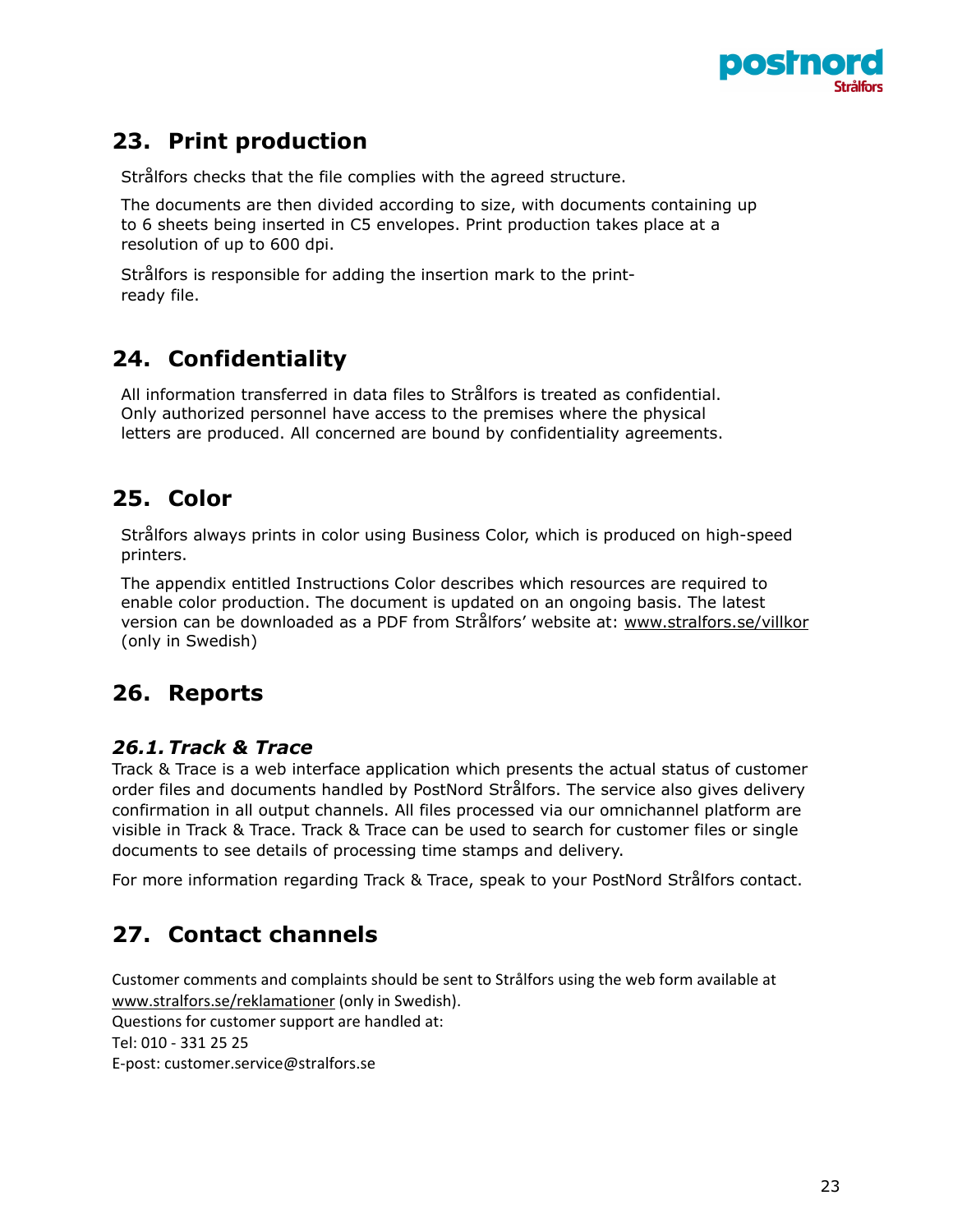## 23. Print production

Strålfors checks that the file complies with the agreed structure.

The documents are then divided according to size, with documents containing up to 6 sheets being inserted in C5 envelopes. Print production takes place at a resolution of up to 600 dpi.

Strålfors is responsible for adding the insertion mark to the print-ready file.

## 24. Confidentiality

All information transferred in data files to Strålfors is treated as confidential. Only authorized personnel have access to the premises where the physical letters are produced. All concerned are bound by confidentiality agreements.

## 25. Color

Strålfors always prints in color using Business Color, which is produced on high-speed printers.

The appendix entitled Instructions Color describes which resources are required to enable color production. The document is updated on an ongoing basis. The latest version can be downloaded as a PDF from Strålfors' website at: www.stralfors.se/villkor (only in Swedish)

## 26. Reports

### *26.1. Track & Trace*

Track & Trace is a web interface application which presents the actual status of customer order files and documents handled by PostNord Strålfors. The service also gives delivery confirmation in all output channels. All files processed via our omnichannel platform are visible in Track & Trace. Track & Trace can be used to search for customer files or single documents to see details of processing time stamps and delivery.

For more information regarding Track & Trace, speak to your PostNord Strålfors contact.

## 27. Contact channels

Customer comments and complaints should be sent to Strålfors using the web form available at www.stralfors.se/reklamationer (only in Swedish).
Questions for customer support are handled at:
Tel: 010 - 331 25 25
E-post: customer.service@stralfors.se